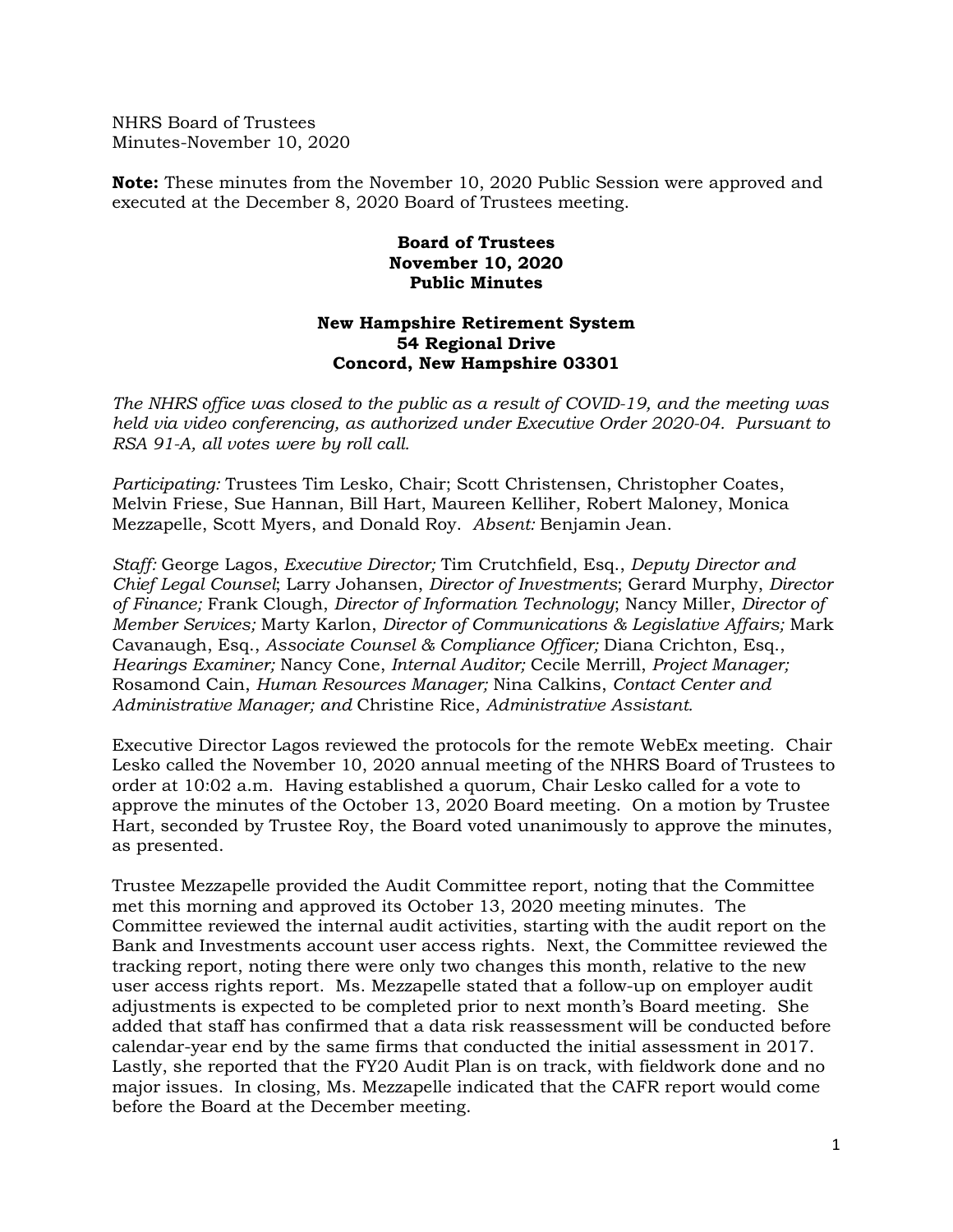NHRS Board of Trustees
Minutes-November 10, 2020

**Note:** These minutes from the November 10, 2020 Public Session were approved and executed at the December 8, 2020 Board of Trustees meeting.

**Board of Trustees**
**November 10, 2020**
**Public Minutes**

**New Hampshire Retirement System**
**54 Regional Drive**
**Concord, New Hampshire 03301**

*The NHRS office was closed to the public as a result of COVID-19, and the meeting was held via video conferencing, as authorized under Executive Order 2020-04. Pursuant to RSA 91-A, all votes were by roll call.*

*Participating:* Trustees Tim Lesko, Chair; Scott Christensen, Christopher Coates, Melvin Friese, Sue Hannan, Bill Hart, Maureen Kelliher, Robert Maloney, Monica Mezzapelle, Scott Myers, and Donald Roy. *Absent:* Benjamin Jean.

*Staff:* George Lagos, *Executive Director;* Tim Crutchfield, Esq., *Deputy Director and Chief Legal Counsel*; Larry Johansen, *Director of Investments*; Gerard Murphy, *Director of Finance;* Frank Clough, *Director of Information Technology*; Nancy Miller, *Director of Member Services;* Marty Karlon, *Director of Communications & Legislative Affairs;* Mark Cavanaugh, Esq., *Associate Counsel & Compliance Officer;* Diana Crichton, Esq., *Hearings Examiner;* Nancy Cone, *Internal Auditor;* Cecile Merrill, *Project Manager;* Rosamond Cain, *Human Resources Manager;* Nina Calkins, *Contact Center and Administrative Manager; and* Christine Rice, *Administrative Assistant.*

Executive Director Lagos reviewed the protocols for the remote WebEx meeting. Chair Lesko called the November 10, 2020 annual meeting of the NHRS Board of Trustees to order at 10:02 a.m. Having established a quorum, Chair Lesko called for a vote to approve the minutes of the October 13, 2020 Board meeting. On a motion by Trustee Hart, seconded by Trustee Roy, the Board voted unanimously to approve the minutes, as presented.

Trustee Mezzapelle provided the Audit Committee report, noting that the Committee met this morning and approved its October 13, 2020 meeting minutes. The Committee reviewed the internal audit activities, starting with the audit report on the Bank and Investments account user access rights. Next, the Committee reviewed the tracking report, noting there were only two changes this month, relative to the new user access rights report. Ms. Mezzapelle stated that a follow-up on employer audit adjustments is expected to be completed prior to next month's Board meeting. She added that staff has confirmed that a data risk reassessment will be conducted before calendar-year end by the same firms that conducted the initial assessment in 2017. Lastly, she reported that the FY20 Audit Plan is on track, with fieldwork done and no major issues. In closing, Ms. Mezzapelle indicated that the CAFR report would come before the Board at the December meeting.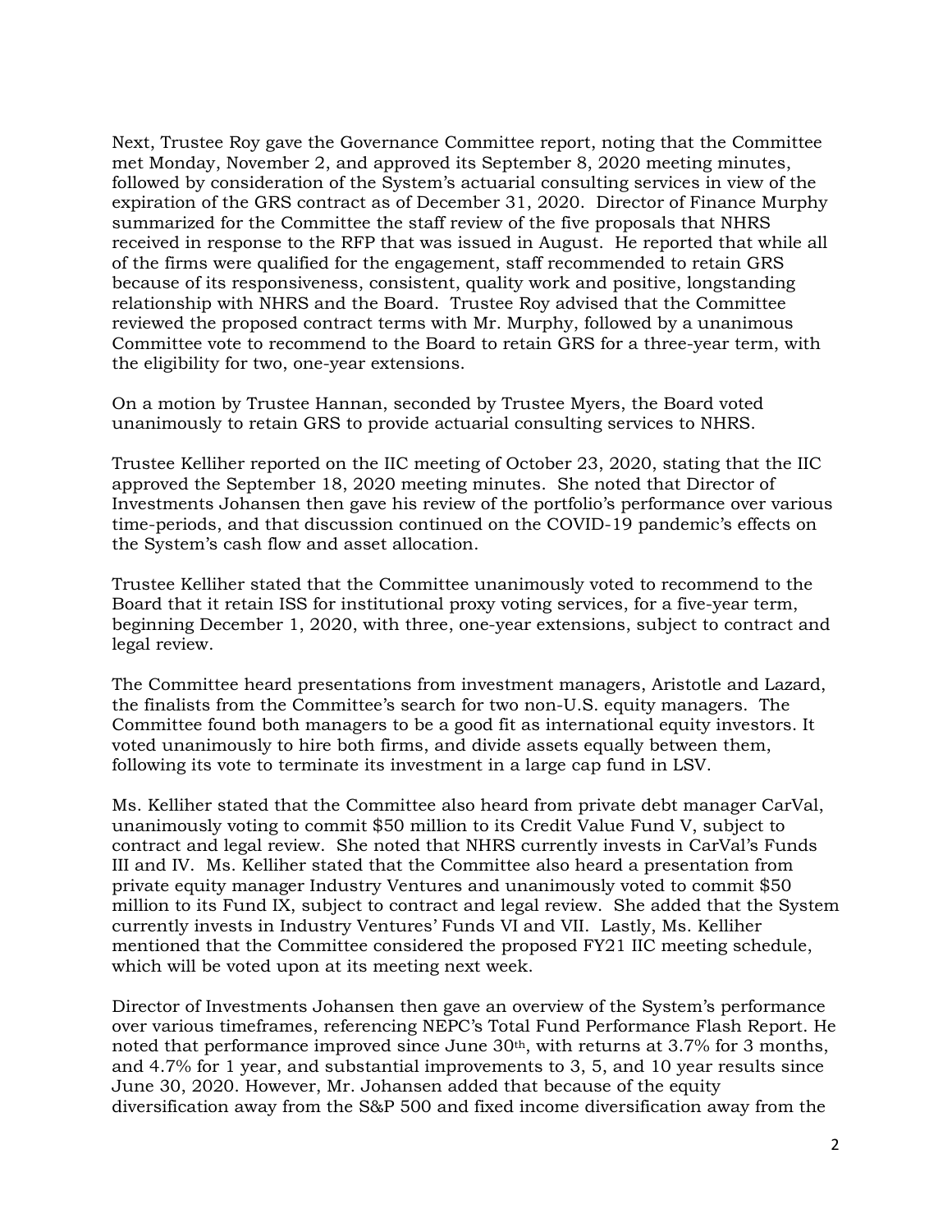Next, Trustee Roy gave the Governance Committee report, noting that the Committee met Monday, November 2, and approved its September 8, 2020 meeting minutes, followed by consideration of the System's actuarial consulting services in view of the expiration of the GRS contract as of December 31, 2020. Director of Finance Murphy summarized for the Committee the staff review of the five proposals that NHRS received in response to the RFP that was issued in August. He reported that while all of the firms were qualified for the engagement, staff recommended to retain GRS because of its responsiveness, consistent, quality work and positive, longstanding relationship with NHRS and the Board. Trustee Roy advised that the Committee reviewed the proposed contract terms with Mr. Murphy, followed by a unanimous Committee vote to recommend to the Board to retain GRS for a three-year term, with the eligibility for two, one-year extensions.

On a motion by Trustee Hannan, seconded by Trustee Myers, the Board voted unanimously to retain GRS to provide actuarial consulting services to NHRS.

Trustee Kelliher reported on the IIC meeting of October 23, 2020, stating that the IIC approved the September 18, 2020 meeting minutes. She noted that Director of Investments Johansen then gave his review of the portfolio's performance over various time-periods, and that discussion continued on the COVID-19 pandemic's effects on the System's cash flow and asset allocation.

Trustee Kelliher stated that the Committee unanimously voted to recommend to the Board that it retain ISS for institutional proxy voting services, for a five-year term, beginning December 1, 2020, with three, one-year extensions, subject to contract and legal review.

The Committee heard presentations from investment managers, Aristotle and Lazard, the finalists from the Committee's search for two non-U.S. equity managers. The Committee found both managers to be a good fit as international equity investors. It voted unanimously to hire both firms, and divide assets equally between them, following its vote to terminate its investment in a large cap fund in LSV.

Ms. Kelliher stated that the Committee also heard from private debt manager CarVal, unanimously voting to commit $50 million to its Credit Value Fund V, subject to contract and legal review. She noted that NHRS currently invests in CarVal's Funds III and IV. Ms. Kelliher stated that the Committee also heard a presentation from private equity manager Industry Ventures and unanimously voted to commit $50 million to its Fund IX, subject to contract and legal review. She added that the System currently invests in Industry Ventures' Funds VI and VII. Lastly, Ms. Kelliher mentioned that the Committee considered the proposed FY21 IIC meeting schedule, which will be voted upon at its meeting next week.

Director of Investments Johansen then gave an overview of the System's performance over various timeframes, referencing NEPC's Total Fund Performance Flash Report. He noted that performance improved since June 30th, with returns at 3.7% for 3 months, and 4.7% for 1 year, and substantial improvements to 3, 5, and 10 year results since June 30, 2020. However, Mr. Johansen added that because of the equity diversification away from the S&P 500 and fixed income diversification away from the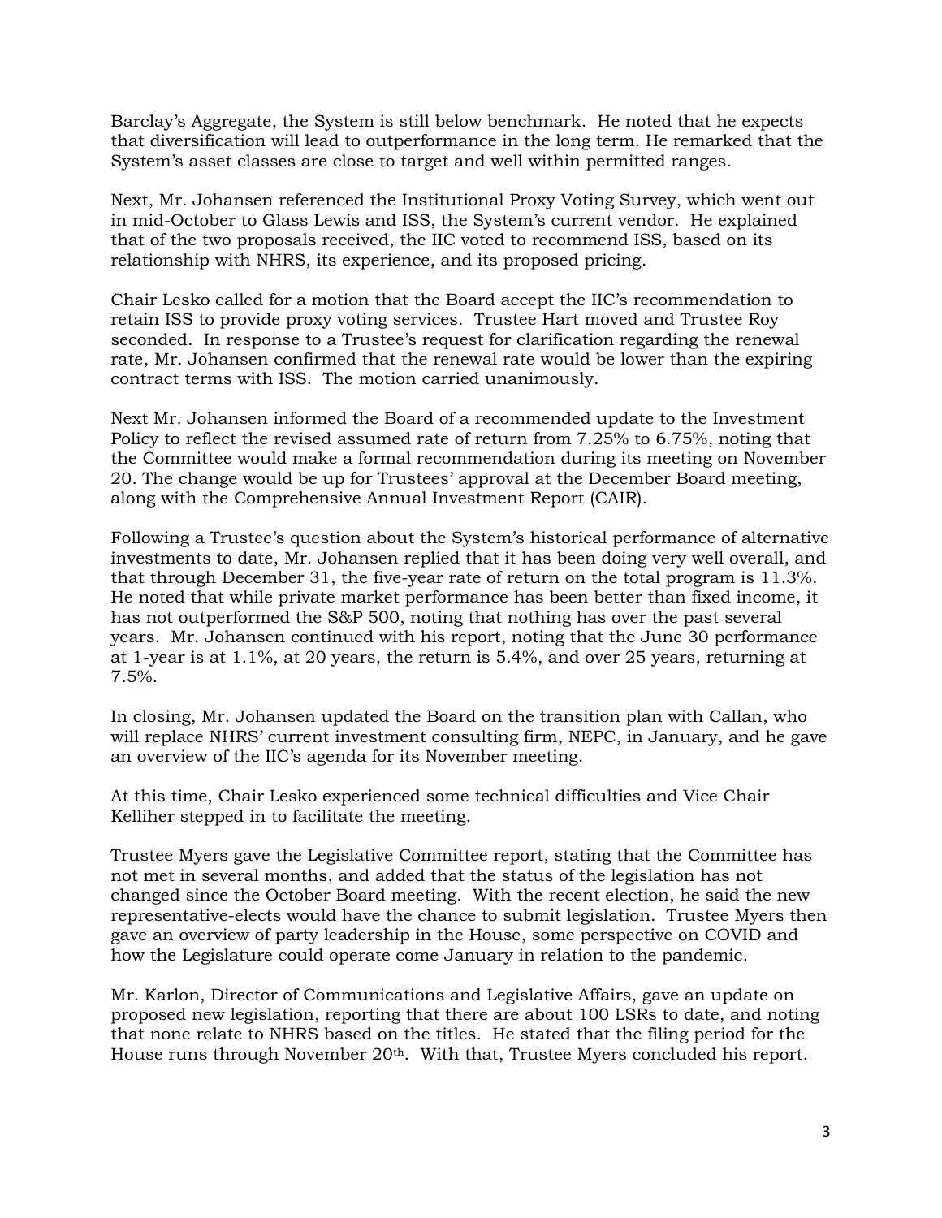Barclay's Aggregate, the System is still below benchmark. He noted that he expects that diversification will lead to outperformance in the long term. He remarked that the System's asset classes are close to target and well within permitted ranges.

Next, Mr. Johansen referenced the Institutional Proxy Voting Survey, which went out in mid-October to Glass Lewis and ISS, the System's current vendor. He explained that of the two proposals received, the IIC voted to recommend ISS, based on its relationship with NHRS, its experience, and its proposed pricing.

Chair Lesko called for a motion that the Board accept the IIC's recommendation to retain ISS to provide proxy voting services. Trustee Hart moved and Trustee Roy seconded. In response to a Trustee's request for clarification regarding the renewal rate, Mr. Johansen confirmed that the renewal rate would be lower than the expiring contract terms with ISS. The motion carried unanimously.

Next Mr. Johansen informed the Board of a recommended update to the Investment Policy to reflect the revised assumed rate of return from 7.25% to 6.75%, noting that the Committee would make a formal recommendation during its meeting on November 20. The change would be up for Trustees' approval at the December Board meeting, along with the Comprehensive Annual Investment Report (CAIR).

Following a Trustee's question about the System's historical performance of alternative investments to date, Mr. Johansen replied that it has been doing very well overall, and that through December 31, the five-year rate of return on the total program is 11.3%. He noted that while private market performance has been better than fixed income, it has not outperformed the S&P 500, noting that nothing has over the past several years. Mr. Johansen continued with his report, noting that the June 30 performance at 1-year is at 1.1%, at 20 years, the return is 5.4%, and over 25 years, returning at 7.5%.

In closing, Mr. Johansen updated the Board on the transition plan with Callan, who will replace NHRS' current investment consulting firm, NEPC, in January, and he gave an overview of the IIC's agenda for its November meeting.

At this time, Chair Lesko experienced some technical difficulties and Vice Chair Kelliher stepped in to facilitate the meeting.

Trustee Myers gave the Legislative Committee report, stating that the Committee has not met in several months, and added that the status of the legislation has not changed since the October Board meeting. With the recent election, he said the new representative-elects would have the chance to submit legislation. Trustee Myers then gave an overview of party leadership in the House, some perspective on COVID and how the Legislature could operate come January in relation to the pandemic.

Mr. Karlon, Director of Communications and Legislative Affairs, gave an update on proposed new legislation, reporting that there are about 100 LSRs to date, and noting that none relate to NHRS based on the titles. He stated that the filing period for the House runs through November 20th. With that, Trustee Myers concluded his report.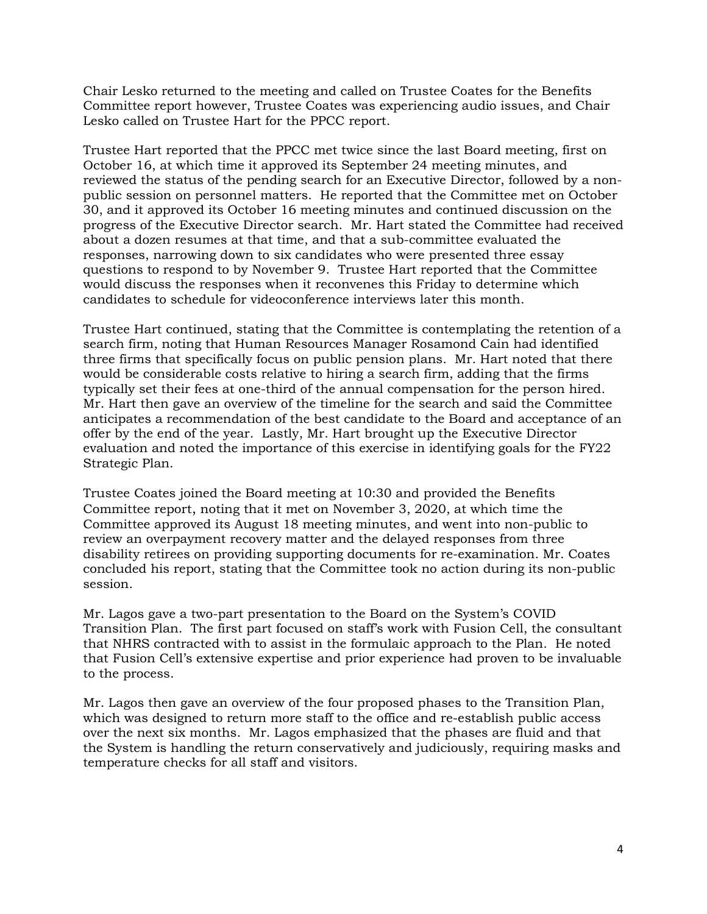Chair Lesko returned to the meeting and called on Trustee Coates for the Benefits Committee report however, Trustee Coates was experiencing audio issues, and Chair Lesko called on Trustee Hart for the PPCC report.

Trustee Hart reported that the PPCC met twice since the last Board meeting, first on October 16, at which time it approved its September 24 meeting minutes, and reviewed the status of the pending search for an Executive Director, followed by a non-public session on personnel matters. He reported that the Committee met on October 30, and it approved its October 16 meeting minutes and continued discussion on the progress of the Executive Director search. Mr. Hart stated the Committee had received about a dozen resumes at that time, and that a sub-committee evaluated the responses, narrowing down to six candidates who were presented three essay questions to respond to by November 9. Trustee Hart reported that the Committee would discuss the responses when it reconvenes this Friday to determine which candidates to schedule for videoconference interviews later this month.

Trustee Hart continued, stating that the Committee is contemplating the retention of a search firm, noting that Human Resources Manager Rosamond Cain had identified three firms that specifically focus on public pension plans. Mr. Hart noted that there would be considerable costs relative to hiring a search firm, adding that the firms typically set their fees at one-third of the annual compensation for the person hired. Mr. Hart then gave an overview of the timeline for the search and said the Committee anticipates a recommendation of the best candidate to the Board and acceptance of an offer by the end of the year. Lastly, Mr. Hart brought up the Executive Director evaluation and noted the importance of this exercise in identifying goals for the FY22 Strategic Plan.

Trustee Coates joined the Board meeting at 10:30 and provided the Benefits Committee report, noting that it met on November 3, 2020, at which time the Committee approved its August 18 meeting minutes, and went into non-public to review an overpayment recovery matter and the delayed responses from three disability retirees on providing supporting documents for re-examination. Mr. Coates concluded his report, stating that the Committee took no action during its non-public session.

Mr. Lagos gave a two-part presentation to the Board on the System's COVID Transition Plan. The first part focused on staff's work with Fusion Cell, the consultant that NHRS contracted with to assist in the formulaic approach to the Plan. He noted that Fusion Cell's extensive expertise and prior experience had proven to be invaluable to the process.

Mr. Lagos then gave an overview of the four proposed phases to the Transition Plan, which was designed to return more staff to the office and re-establish public access over the next six months. Mr. Lagos emphasized that the phases are fluid and that the System is handling the return conservatively and judiciously, requiring masks and temperature checks for all staff and visitors.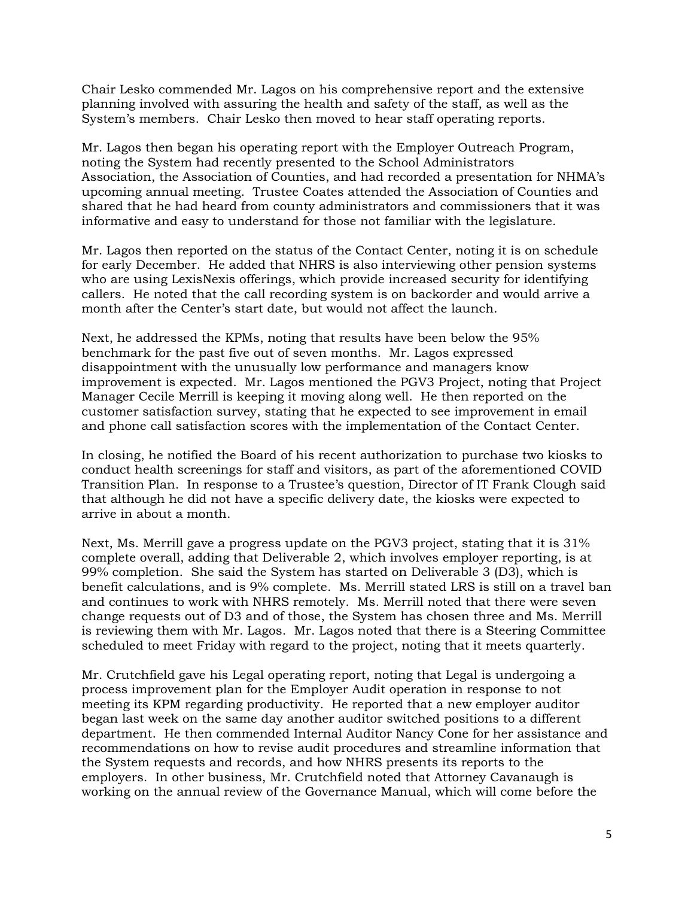Chair Lesko commended Mr. Lagos on his comprehensive report and the extensive planning involved with assuring the health and safety of the staff, as well as the System's members. Chair Lesko then moved to hear staff operating reports.

Mr. Lagos then began his operating report with the Employer Outreach Program, noting the System had recently presented to the School Administrators Association, the Association of Counties, and had recorded a presentation for NHMA's upcoming annual meeting. Trustee Coates attended the Association of Counties and shared that he had heard from county administrators and commissioners that it was informative and easy to understand for those not familiar with the legislature.

Mr. Lagos then reported on the status of the Contact Center, noting it is on schedule for early December. He added that NHRS is also interviewing other pension systems who are using LexisNexis offerings, which provide increased security for identifying callers. He noted that the call recording system is on backorder and would arrive a month after the Center's start date, but would not affect the launch.

Next, he addressed the KPMs, noting that results have been below the 95% benchmark for the past five out of seven months. Mr. Lagos expressed disappointment with the unusually low performance and managers know improvement is expected. Mr. Lagos mentioned the PGV3 Project, noting that Project Manager Cecile Merrill is keeping it moving along well. He then reported on the customer satisfaction survey, stating that he expected to see improvement in email and phone call satisfaction scores with the implementation of the Contact Center.

In closing, he notified the Board of his recent authorization to purchase two kiosks to conduct health screenings for staff and visitors, as part of the aforementioned COVID Transition Plan. In response to a Trustee's question, Director of IT Frank Clough said that although he did not have a specific delivery date, the kiosks were expected to arrive in about a month.

Next, Ms. Merrill gave a progress update on the PGV3 project, stating that it is 31% complete overall, adding that Deliverable 2, which involves employer reporting, is at 99% completion. She said the System has started on Deliverable 3 (D3), which is benefit calculations, and is 9% complete. Ms. Merrill stated LRS is still on a travel ban and continues to work with NHRS remotely. Ms. Merrill noted that there were seven change requests out of D3 and of those, the System has chosen three and Ms. Merrill is reviewing them with Mr. Lagos. Mr. Lagos noted that there is a Steering Committee scheduled to meet Friday with regard to the project, noting that it meets quarterly.

Mr. Crutchfield gave his Legal operating report, noting that Legal is undergoing a process improvement plan for the Employer Audit operation in response to not meeting its KPM regarding productivity. He reported that a new employer auditor began last week on the same day another auditor switched positions to a different department. He then commended Internal Auditor Nancy Cone for her assistance and recommendations on how to revise audit procedures and streamline information that the System requests and records, and how NHRS presents its reports to the employers. In other business, Mr. Crutchfield noted that Attorney Cavanaugh is working on the annual review of the Governance Manual, which will come before the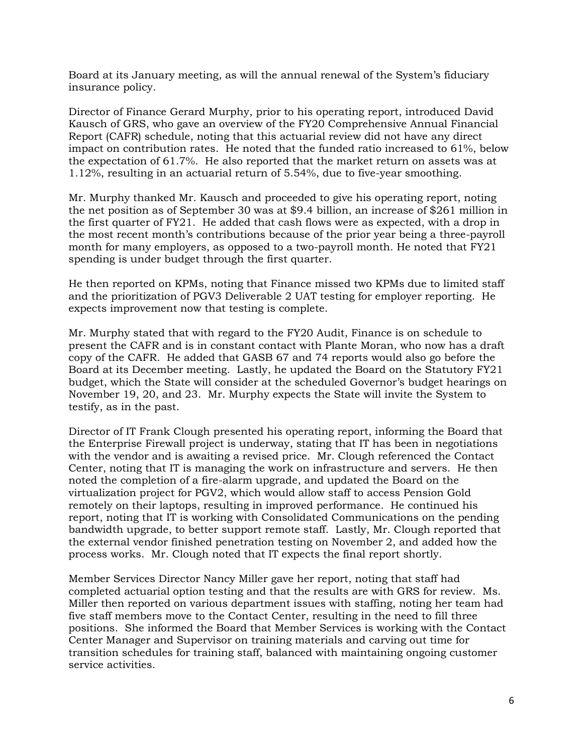Board at its January meeting, as will the annual renewal of the System's fiduciary insurance policy.

Director of Finance Gerard Murphy, prior to his operating report, introduced David Kausch of GRS, who gave an overview of the FY20 Comprehensive Annual Financial Report (CAFR) schedule, noting that this actuarial review did not have any direct impact on contribution rates. He noted that the funded ratio increased to 61%, below the expectation of 61.7%. He also reported that the market return on assets was at 1.12%, resulting in an actuarial return of 5.54%, due to five-year smoothing.

Mr. Murphy thanked Mr. Kausch and proceeded to give his operating report, noting the net position as of September 30 was at $9.4 billion, an increase of $261 million in the first quarter of FY21. He added that cash flows were as expected, with a drop in the most recent month's contributions because of the prior year being a three-payroll month for many employers, as opposed to a two-payroll month. He noted that FY21 spending is under budget through the first quarter.

He then reported on KPMs, noting that Finance missed two KPMs due to limited staff and the prioritization of PGV3 Deliverable 2 UAT testing for employer reporting. He expects improvement now that testing is complete.

Mr. Murphy stated that with regard to the FY20 Audit, Finance is on schedule to present the CAFR and is in constant contact with Plante Moran, who now has a draft copy of the CAFR. He added that GASB 67 and 74 reports would also go before the Board at its December meeting. Lastly, he updated the Board on the Statutory FY21 budget, which the State will consider at the scheduled Governor's budget hearings on November 19, 20, and 23. Mr. Murphy expects the State will invite the System to testify, as in the past.

Director of IT Frank Clough presented his operating report, informing the Board that the Enterprise Firewall project is underway, stating that IT has been in negotiations with the vendor and is awaiting a revised price. Mr. Clough referenced the Contact Center, noting that IT is managing the work on infrastructure and servers. He then noted the completion of a fire-alarm upgrade, and updated the Board on the virtualization project for PGV2, which would allow staff to access Pension Gold remotely on their laptops, resulting in improved performance. He continued his report, noting that IT is working with Consolidated Communications on the pending bandwidth upgrade, to better support remote staff. Lastly, Mr. Clough reported that the external vendor finished penetration testing on November 2, and added how the process works. Mr. Clough noted that IT expects the final report shortly.

Member Services Director Nancy Miller gave her report, noting that staff had completed actuarial option testing and that the results are with GRS for review. Ms. Miller then reported on various department issues with staffing, noting her team had five staff members move to the Contact Center, resulting in the need to fill three positions. She informed the Board that Member Services is working with the Contact Center Manager and Supervisor on training materials and carving out time for transition schedules for training staff, balanced with maintaining ongoing customer service activities.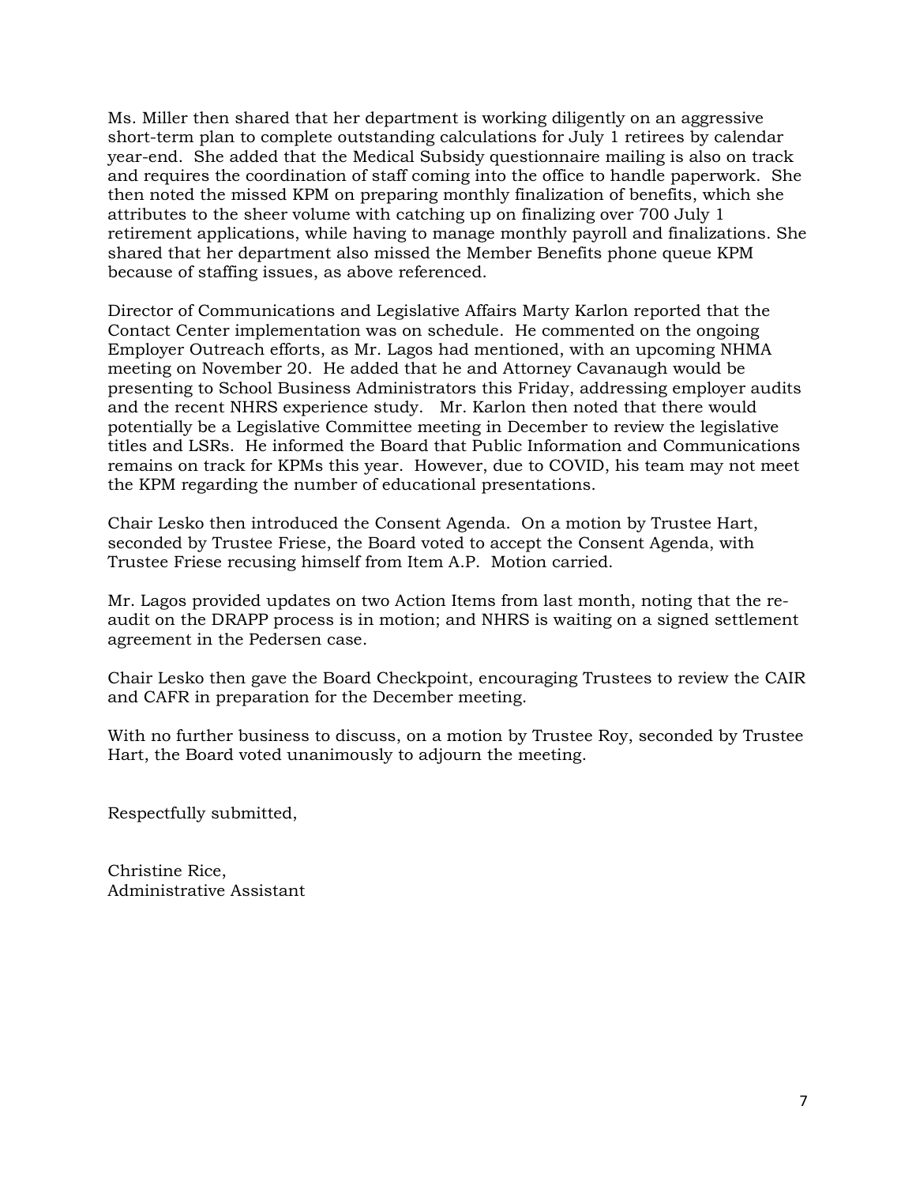Ms. Miller then shared that her department is working diligently on an aggressive short-term plan to complete outstanding calculations for July 1 retirees by calendar year-end. She added that the Medical Subsidy questionnaire mailing is also on track and requires the coordination of staff coming into the office to handle paperwork. She then noted the missed KPM on preparing monthly finalization of benefits, which she attributes to the sheer volume with catching up on finalizing over 700 July 1 retirement applications, while having to manage monthly payroll and finalizations. She shared that her department also missed the Member Benefits phone queue KPM because of staffing issues, as above referenced.

Director of Communications and Legislative Affairs Marty Karlon reported that the Contact Center implementation was on schedule. He commented on the ongoing Employer Outreach efforts, as Mr. Lagos had mentioned, with an upcoming NHMA meeting on November 20. He added that he and Attorney Cavanaugh would be presenting to School Business Administrators this Friday, addressing employer audits and the recent NHRS experience study. Mr. Karlon then noted that there would potentially be a Legislative Committee meeting in December to review the legislative titles and LSRs. He informed the Board that Public Information and Communications remains on track for KPMs this year. However, due to COVID, his team may not meet the KPM regarding the number of educational presentations.

Chair Lesko then introduced the Consent Agenda. On a motion by Trustee Hart, seconded by Trustee Friese, the Board voted to accept the Consent Agenda, with Trustee Friese recusing himself from Item A.P. Motion carried.

Mr. Lagos provided updates on two Action Items from last month, noting that the re-audit on the DRAPP process is in motion; and NHRS is waiting on a signed settlement agreement in the Pedersen case.

Chair Lesko then gave the Board Checkpoint, encouraging Trustees to review the CAIR and CAFR in preparation for the December meeting.

With no further business to discuss, on a motion by Trustee Roy, seconded by Trustee Hart, the Board voted unanimously to adjourn the meeting.

Respectfully submitted,

Christine Rice,
Administrative Assistant